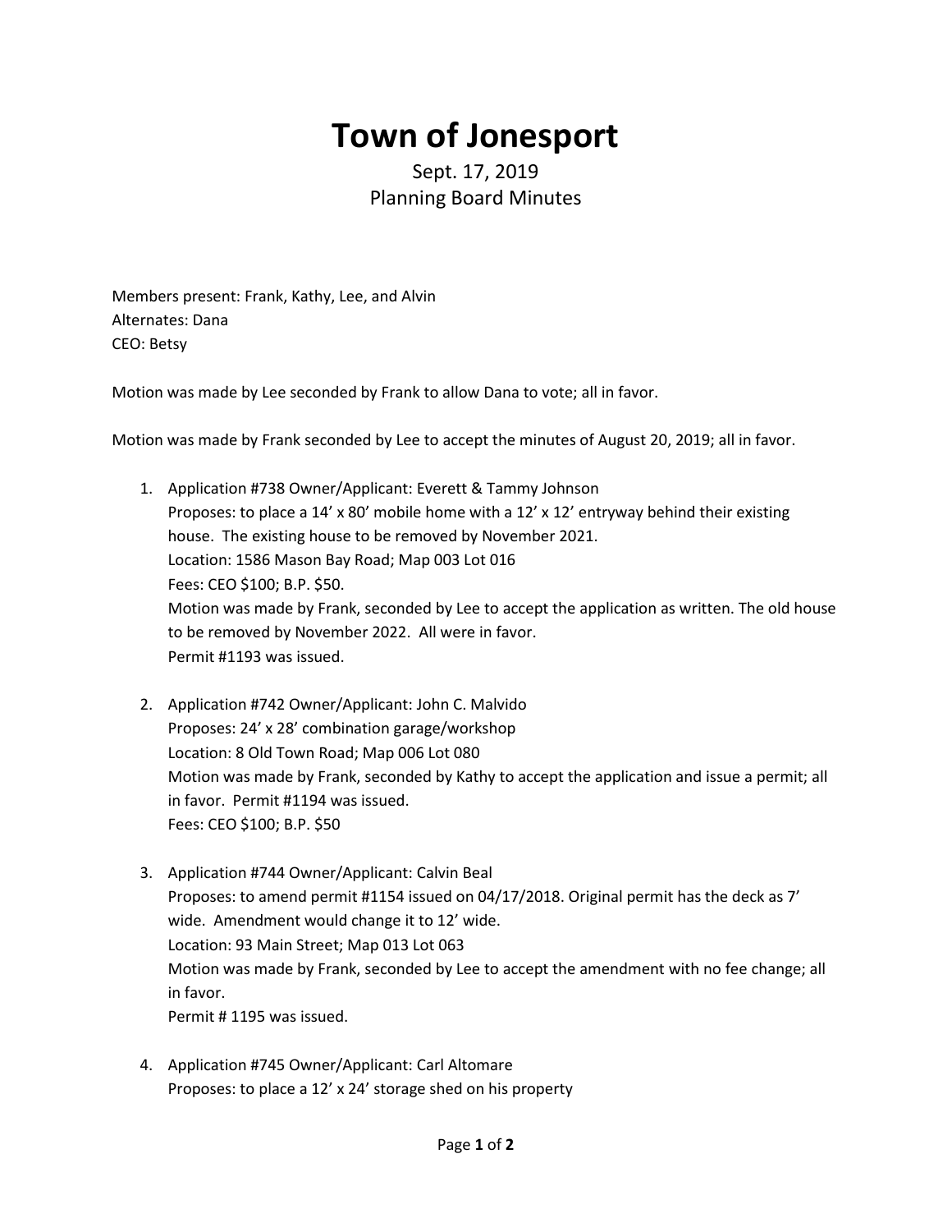# Town of Jonesport

Sept. 17, 2019
Planning Board Minutes

Members present: Frank, Kathy, Lee, and Alvin
Alternates: Dana
CEO: Betsy

Motion was made by Lee seconded by Frank to allow Dana to vote; all in favor.

Motion was made by Frank seconded by Lee to accept the minutes of August 20, 2019; all in favor.

1. Application #738 Owner/Applicant: Everett & Tammy Johnson
   Proposes: to place a 14' x 80' mobile home with a 12' x 12' entryway behind their existing house. The existing house to be removed by November 2021.
   Location: 1586 Mason Bay Road; Map 003 Lot 016
   Fees: CEO $100; B.P. $50.
   Motion was made by Frank, seconded by Lee to accept the application as written. The old house to be removed by November 2022. All were in favor.
   Permit #1193 was issued.

2. Application #742 Owner/Applicant: John C. Malvido
   Proposes: 24' x 28' combination garage/workshop
   Location: 8 Old Town Road; Map 006 Lot 080
   Motion was made by Frank, seconded by Kathy to accept the application and issue a permit; all in favor. Permit #1194 was issued.
   Fees: CEO $100; B.P. $50

3. Application #744 Owner/Applicant: Calvin Beal
   Proposes: to amend permit #1154 issued on 04/17/2018. Original permit has the deck as 7' wide. Amendment would change it to 12' wide.
   Location: 93 Main Street; Map 013 Lot 063
   Motion was made by Frank, seconded by Lee to accept the amendment with no fee change; all in favor.
   Permit # 1195 was issued.

4. Application #745 Owner/Applicant: Carl Altomare
   Proposes: to place a 12' x 24' storage shed on his property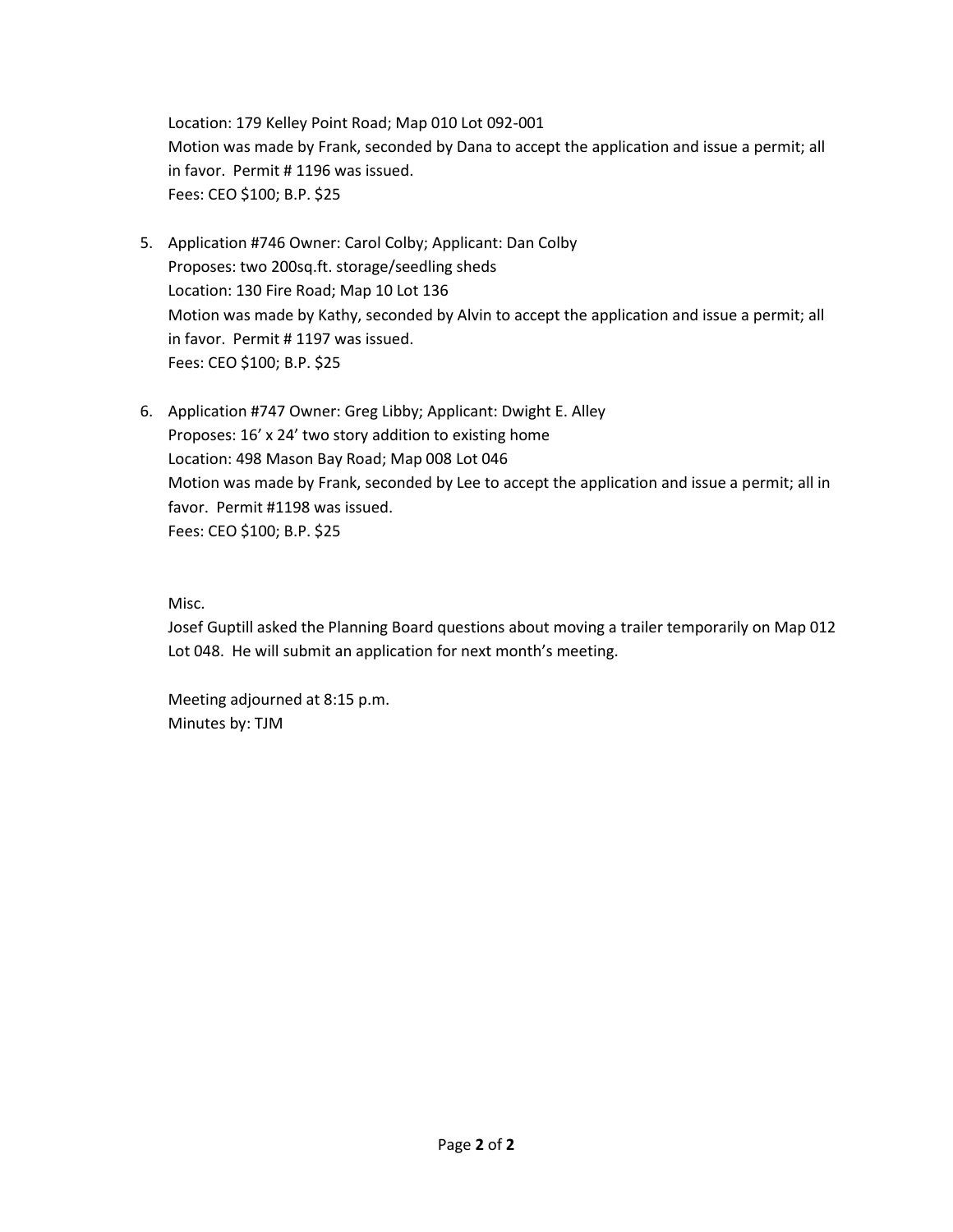Location: 179 Kelley Point Road; Map 010 Lot 092-001
Motion was made by Frank, seconded by Dana to accept the application and issue a permit; all in favor. Permit # 1196 was issued.
Fees: CEO $100; B.P. $25

5. Application #746 Owner: Carol Colby; Applicant: Dan Colby
   Proposes: two 200sq.ft. storage/seedling sheds
   Location: 130 Fire Road; Map 10 Lot 136
   Motion was made by Kathy, seconded by Alvin to accept the application and issue a permit; all in favor. Permit # 1197 was issued.
   Fees: CEO $100; B.P. $25

6. Application #747 Owner: Greg Libby; Applicant: Dwight E. Alley
   Proposes: 16' x 24' two story addition to existing home
   Location: 498 Mason Bay Road; Map 008 Lot 046
   Motion was made by Frank, seconded by Lee to accept the application and issue a permit; all in favor. Permit #1198 was issued.
   Fees: CEO $100; B.P. $25

Misc.
Josef Guptill asked the Planning Board questions about moving a trailer temporarily on Map 012 Lot 048. He will submit an application for next month's meeting.

Meeting adjourned at 8:15 p.m.
Minutes by: TJM